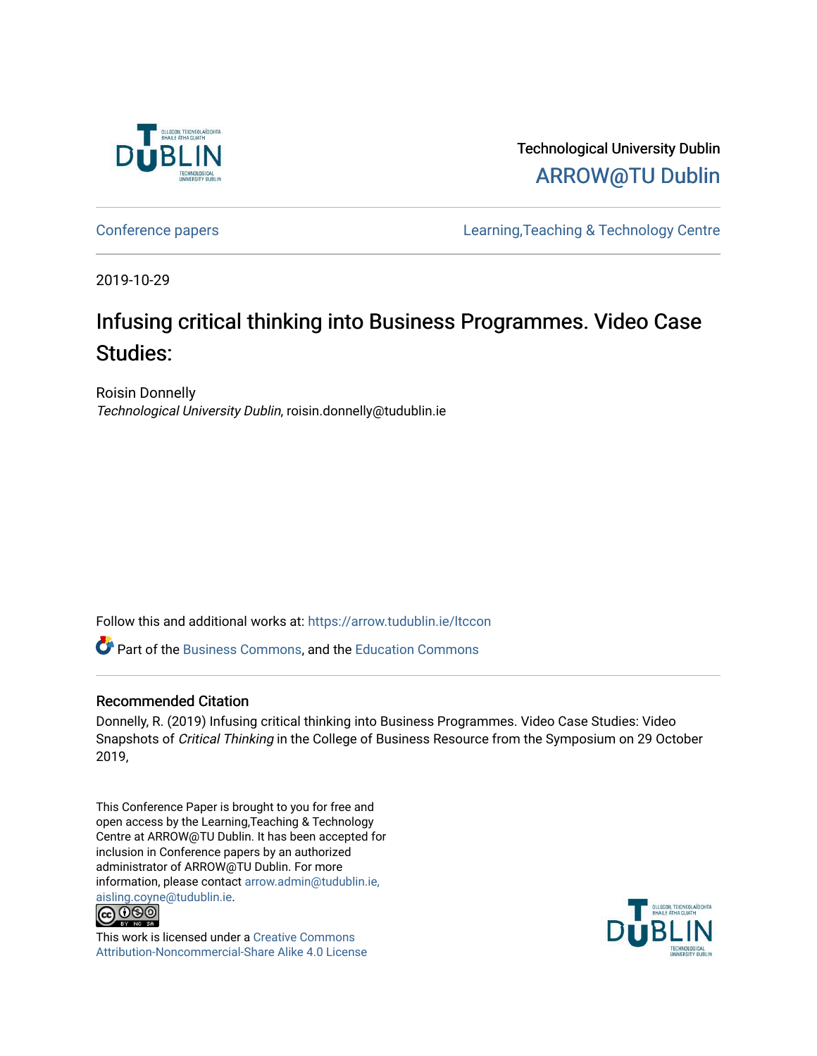Technological University Dublin

ARROW@TU Dublin

Conference papers | Learning,Teaching & Technology Centre

2019-10-29

# Infusing critical thinking into Business Programmes. Video Case Studies:

Roisin Donnelly

*Technological University Dublin*, roisin.donnelly@tudublin.ie

Follow this and additional works at: https://arrow.tudublin.ie/ltccon

Part of the Business Commons, and the Education Commons

## Recommended Citation

Donnelly, R. (2019) Infusing critical thinking into Business Programmes. Video Case Studies: Video Snapshots of *Critical Thinking* in the College of Business Resource from the Symposium on 29 October 2019,

This Conference Paper is brought to you for free and open access by the Learning,Teaching & Technology Centre at ARROW@TU Dublin. It has been accepted for inclusion in Conference papers by an authorized administrator of ARROW@TU Dublin. For more information, please contact arrow.admin@tudublin.ie, aisling.coyne@tudublin.ie.

This work is licensed under a Creative Commons Attribution-Noncommercial-Share Alike 4.0 License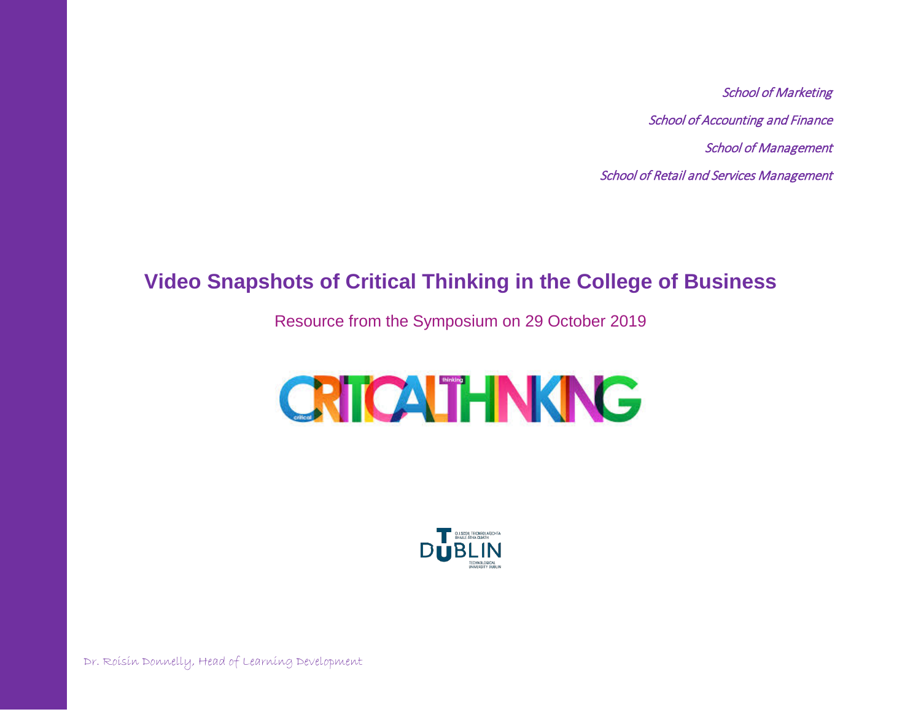*School of Marketing*

*School of Accounting and Finance*

*School of Management*

*School of Retail and Services Management*

# Video Snapshots of Critical Thinking in the College of Business

Resource from the Symposium on 29 October 2019

Dr. Roisin Donnelly, Head of Learning Development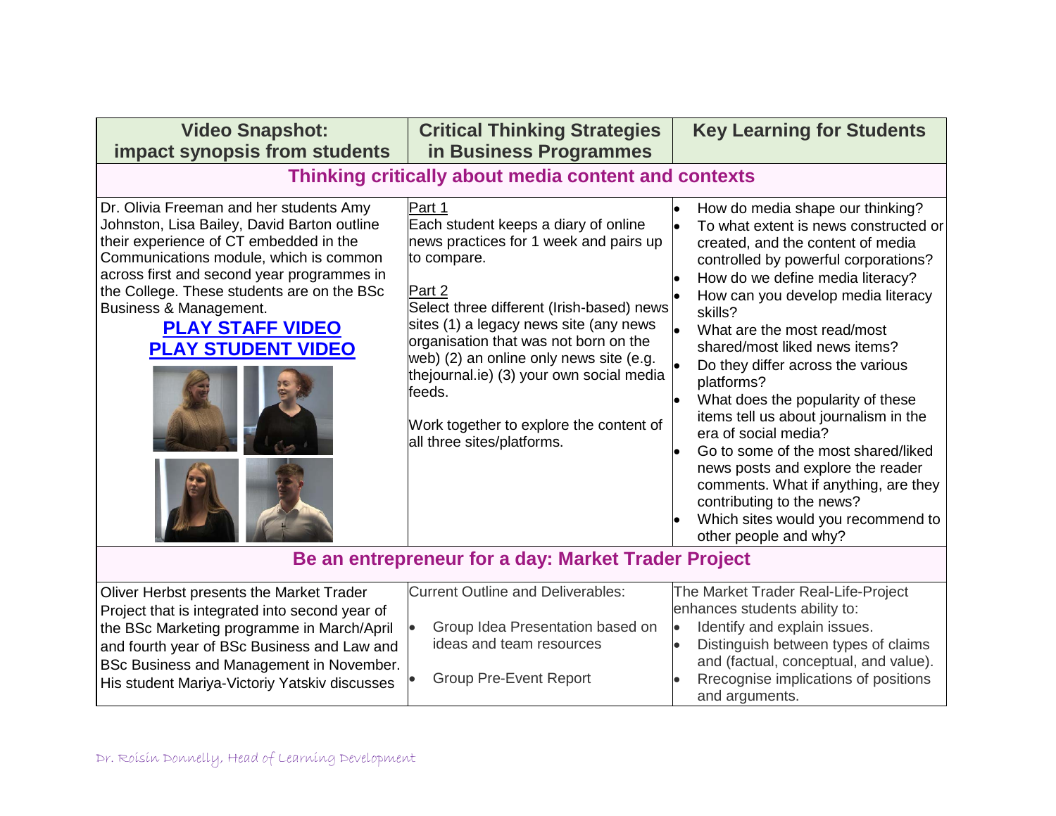| Video Snapshot: impact synopsis from students | Critical Thinking Strategies in Business Programmes | Key Learning for Students |
|---|---|---|
| **Thinking critically about media content and contexts** | | |
| Dr. Olivia Freeman and her students Amy Johnston, Lisa Bailey, David Barton outline their experience of CT embedded in the Communications module, which is common across first and second year programmes in the College. These students are on the BSc Business & Management.<br>**PLAY STAFF VIDEO**<br>**PLAY STUDENT VIDEO** | Part 1<br>Each student keeps a diary of online news practices for 1 week and pairs up to compare.<br><br>Part 2<br>Select three different (Irish-based) news sites (1) a legacy news site (any news organisation that was not born on the web) (2) an online only news site (e.g. thejournal.ie) (3) your own social media feeds.<br><br>Work together to explore the content of all three sites/platforms. | • How do media shape our thinking?<br>• To what extent is news constructed or created, and the content of media controlled by powerful corporations?<br>• How do we define media literacy?<br>• How can you develop media literacy skills?<br>• What are the most read/most shared/most liked news items?<br>• Do they differ across the various platforms?<br>• What does the popularity of these items tell us about journalism in the era of social media?<br>• Go to some of the most shared/liked news posts and explore the reader comments. What if anything, are they contributing to the news?<br>• Which sites would you recommend to other people and why? |
| **Be an entrepreneur for a day: Market Trader Project** | | |
| Oliver Herbst presents the Market Trader Project that is integrated into second year of the BSc Marketing programme in March/April and fourth year of BSc Business and Law and BSc Business and Management in November. His student Mariya-Victoriy Yatskiv discusses | Current Outline and Deliverables:<br><br>• Group Idea Presentation based on ideas and team resources<br><br>• Group Pre-Event Report | The Market Trader Real-Life-Project enhances students ability to:<br>• Identify and explain issues.<br>• Distinguish between types of claims and (factual, conceptual, and value).<br>• Rrecognise implications of positions and arguments. |

Dr. Roisin Donnelly, Head of Learning Development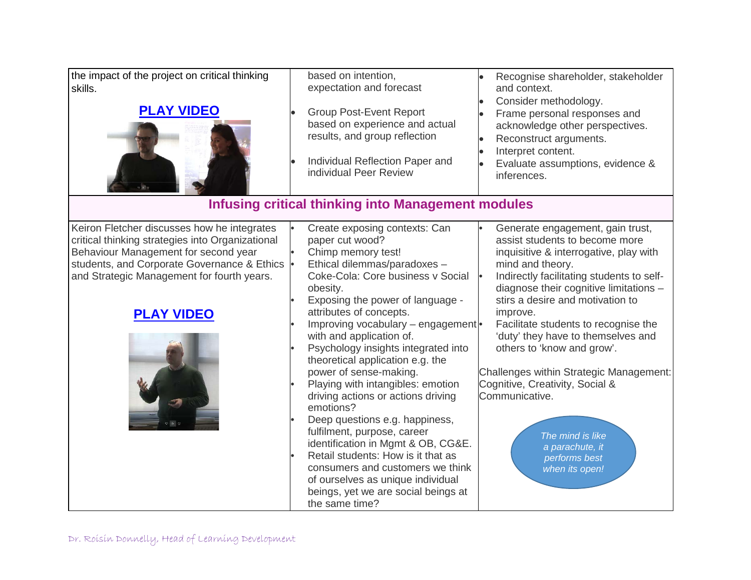| | | |
|---|---|---|
| the impact of the project on critical thinking skills.<br><br>**PLAY VIDEO** | based on intention, expectation and forecast<br><br>• Group Post-Event Report based on experience and actual results, and group reflection<br><br>• Individual Reflection Paper and individual Peer Review | • Recognise shareholder, stakeholder and context.<br>• Consider methodology.<br>• Frame personal responses and acknowledge other perspectives.<br>• Reconstruct arguments.<br>• Interpret content.<br>• Evaluate assumptions, evidence & inferences. |
| **Infusing critical thinking into Management modules** | | |
| Keiron Fletcher discusses how he integrates critical thinking strategies into Organizational Behaviour Management for second year students, and Corporate Governance & Ethics and Strategic Management for fourth years.<br><br>**PLAY VIDEO** | • Create exposing contexts: Can paper cut wood?<br>• Chimp memory test!<br>• Ethical dilemmas/paradoxes – Coke-Cola: Core business v Social obesity.<br>• Exposing the power of language - attributes of concepts.<br>• Improving vocabulary – engagement with and application of.<br>• Psychology insights integrated into theoretical application e.g. the power of sense-making.<br>• Playing with intangibles: emotion driving actions or actions driving emotions?<br>• Deep questions e.g. happiness, fulfilment, purpose, career identification in Mgmt & OB, CG&E.<br>• Retail students: How is it that as consumers and customers we think of ourselves as unique individual beings, yet we are social beings at the same time? | • Generate engagement, gain trust, assist students to become more inquisitive & interrogative, play with mind and theory.<br>• Indirectly facilitating students to self-diagnose their cognitive limitations – stirs a desire and motivation to improve.<br>• Facilitate students to recognise the 'duty' they have to themselves and others to 'know and grow'.<br><br>Challenges within Strategic Management: Cognitive, Creativity, Social & Communicative.<br><br>*The mind is like a parachute, it performs best when its open!* |

Dr. Roisin Donnelly, Head of Learning Development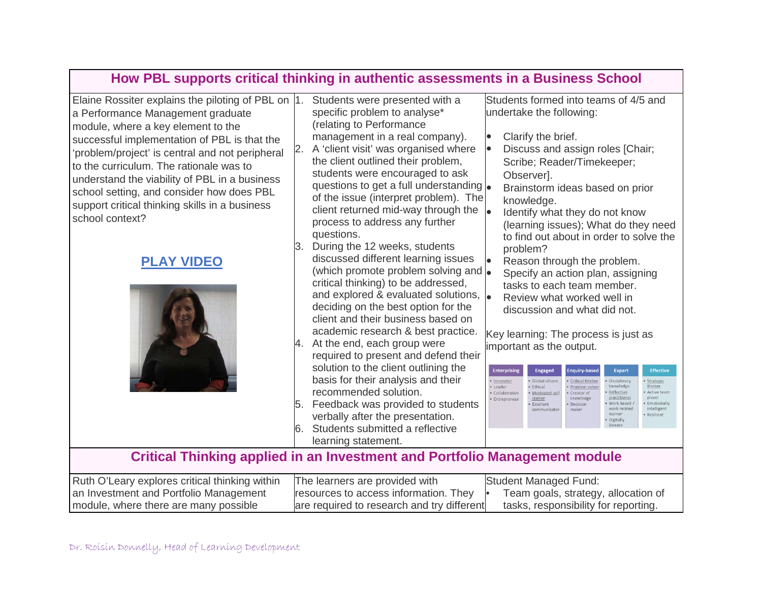| How PBL supports critical thinking in authentic assessments in a Business School | | |
|---|---|---|
| Elaine Rossiter explains the piloting of PBL on a Performance Management graduate module, where a key element to the successful implementation of PBL is that the 'problem/project' is central and not peripheral to the curriculum. The rationale was to understand the viability of PBL in a business school setting, and consider how does PBL support critical thinking skills in a business school context?<br><br>**PLAY VIDEO** | 1. Students were presented with a specific problem to analyse* (relating to Performance management in a real company).<br>2. A 'client visit' was organised where the client outlined their problem, students were encouraged to ask questions to get a full understanding of the issue (interpret problem). The client returned mid-way through the process to address any further questions.<br>3. During the 12 weeks, students discussed different learning issues (which promote problem solving and critical thinking) to be addressed, and explored & evaluated solutions, deciding on the best option for the client and their business based on academic research & best practice.<br>4. At the end, each group were required to present and defend their solution to the client outlining the basis for their analysis and their recommended solution.<br>5. Feedback was provided to students verbally after the presentation.<br>6. Students submitted a reflective learning statement. | Students formed into teams of 4/5 and undertake the following:<br>• Clarify the brief.<br>• Discuss and assign roles [Chair; Scribe; Reader/Timekeeper; Observer].<br>• Brainstorm ideas based on prior knowledge.<br>• Identify what they do not know (learning issues); What do they need to find out about in order to solve the problem?<br>• Reason through the problem.<br>• Specify an action plan, assigning tasks to each team member.<br>• Review what worked well in discussion and what did not.<br><br>Key learning: The process is just as important as the output.<br><br>Enterprising: Innovator, Leader, Collaborative, Entrepreneur<br>Engaged: Global citizen, Ethical, Motivated self starter, Excellent communicator<br>Enquiry-based: Critical thinker, Problem solver, Creator of knowledge, Decision maker<br>Expert: Disciplinary knowledge, Reflective practitioner, Work based / work related learner, Digitally literate<br>Effective: Strategic thinker, Active team player, Emotionally intelligent, Resilient |
| **Critical Thinking applied in an Investment and Portfolio Management module** | | |
| Ruth O'Leary explores critical thinking within an Investment and Portfolio Management module, where there are many possible | The learners are provided with resources to access information. They are required to research and try different | Student Managed Fund:<br>• Team goals, strategy, allocation of tasks, responsibility for reporting. |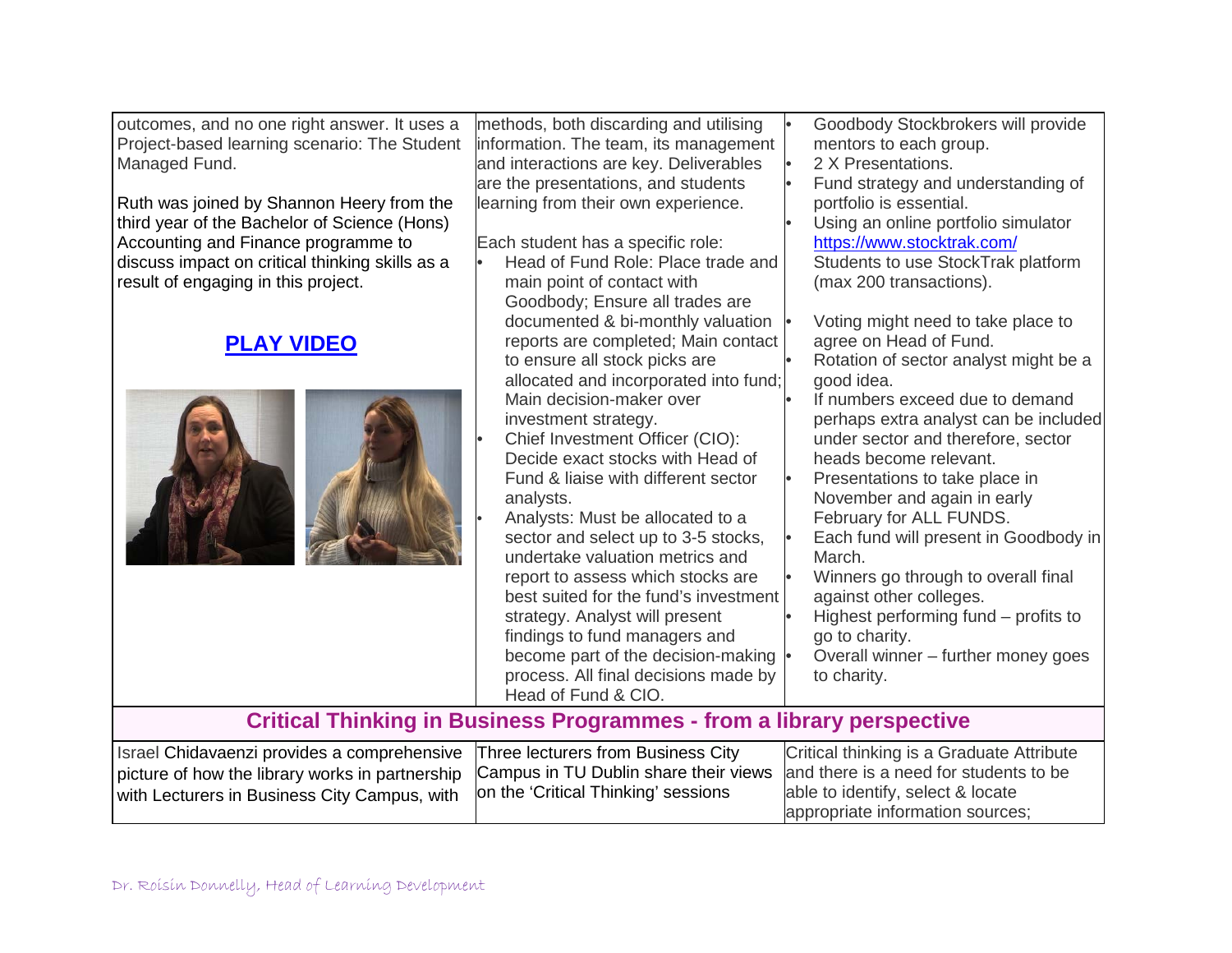| | | |
|---|---|---|
| outcomes, and no one right answer. It uses a Project-based learning scenario: The Student Managed Fund.<br><br>Ruth was joined by Shannon Heery from the third year of the Bachelor of Science (Hons) Accounting and Finance programme to discuss impact on critical thinking skills as a result of engaging in this project.<br><br>**PLAY VIDEO** | methods, both discarding and utilising information. The team, its management and interactions are key. Deliverables are the presentations, and students learning from their own experience.<br><br>Each student has a specific role:<br>• Head of Fund Role: Place trade and main point of contact with Goodbody; Ensure all trades are documented & bi-monthly valuation reports are completed; Main contact to ensure all stock picks are allocated and incorporated into fund; Main decision-maker over investment strategy.<br>• Chief Investment Officer (CIO): Decide exact stocks with Head of Fund & liaise with different sector analysts.<br>• Analysts: Must be allocated to a sector and select up to 3-5 stocks, undertake valuation metrics and report to assess which stocks are best suited for the fund's investment strategy. Analyst will present findings to fund managers and become part of the decision-making process. All final decisions made by Head of Fund & CIO. | • Goodbody Stockbrokers will provide mentors to each group.<br>• 2 X Presentations.<br>• Fund strategy and understanding of portfolio is essential.<br>• Using an online portfolio simulator https://www.stocktrak.com/ Students to use StockTrak platform (max 200 transactions).<br>• Voting might need to take place to agree on Head of Fund.<br>• Rotation of sector analyst might be a good idea.<br>• If numbers exceed due to demand perhaps extra analyst can be included under sector and therefore, sector heads become relevant.<br>• Presentations to take place in November and again in early February for ALL FUNDS.<br>• Each fund will present in Goodbody in March.<br>• Winners go through to overall final against other colleges.<br>• Highest performing fund – profits to go to charity.<br>• Overall winner – further money goes to charity. |
| **Critical Thinking in Business Programmes - from a library perspective** | | |
| Israel Chidavaenzi provides a comprehensive picture of how the library works in partnership with Lecturers in Business City Campus, with | Three lecturers from Business City Campus in TU Dublin share their views on the 'Critical Thinking' sessions | Critical thinking is a Graduate Attribute and there is a need for students to be able to identify, select & locate appropriate information sources; |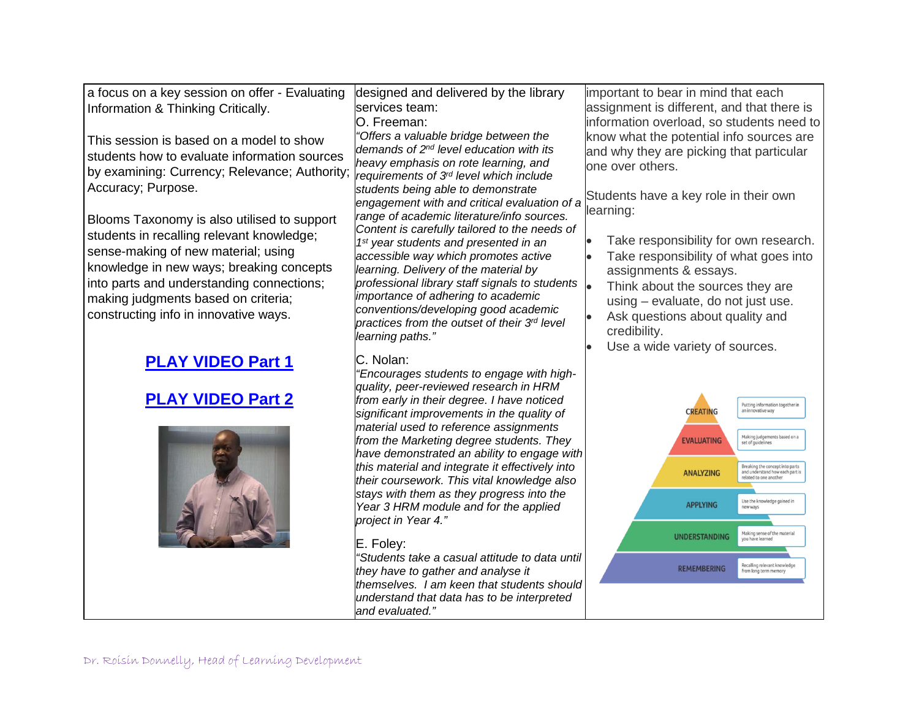| | | |
|---|---|---|
| a focus on a key session on offer - Evaluating Information & Thinking Critically.<br><br>This session is based on a model to show students how to evaluate information sources by examining: Currency; Relevance; Authority; Accuracy; Purpose.<br><br>Blooms Taxonomy is also utilised to support students in recalling relevant knowledge; sense-making of new material; using knowledge in new ways; breaking concepts into parts and understanding connections; making judgments based on criteria; constructing info in innovative ways.<br><br>**PLAY VIDEO Part 1**<br><br>**PLAY VIDEO Part 2** | designed and delivered by the library services team:<br>O. Freeman:<br>*"Offers a valuable bridge between the demands of 2nd level education with its heavy emphasis on rote learning, and requirements of 3rd level which include students being able to demonstrate engagement with and critical evaluation of a range of academic literature/info sources. Content is carefully tailored to the needs of 1st year students and presented in an accessible way which promotes active learning. Delivery of the material by professional library staff signals to students importance of adhering to academic conventions/developing good academic practices from the outset of their 3rd level learning paths."*<br><br>C. Nolan:<br>*"Encourages students to engage with high-quality, peer-reviewed research in HRM from early in their degree. I have noticed significant improvements in the quality of material used to reference assignments from the Marketing degree students. They have demonstrated an ability to engage with this material and integrate it effectively into their coursework. This vital knowledge also stays with them as they progress into the Year 3 HRM module and for the applied project in Year 4."*<br><br>E. Foley:<br>*"Students take a casual attitude to data until they have to gather and analyse it themselves. I am keen that students should understand that data has to be interpreted and evaluated."* | important to bear in mind that each assignment is different, and that there is information overload, so students need to know what the potential info sources are and why they are picking that particular one over others.<br><br>Students have a key role in their own learning:<br><br>• Take responsibility for own research.<br>• Take responsibility of what goes into assignments & essays.<br>• Think about the sources they are using – evaluate, do not just use.<br>• Ask questions about quality and credibility.<br>• Use a wide variety of sources.<br><br>CREATING – Putting information together in an innovative way<br>EVALUATING – Making judgements based on a set of guidelines<br>ANALYZING – Breaking the concept into parts and understand how each part is related to one another<br>APPLYING – Use the knowledge gained in new ways<br>UNDERSTANDING – Making sense of the material you have learned<br>REMEMBERING – Recalling relevant knowledge from long term memory |

Dr. Roisin Donnelly, Head of Learning Development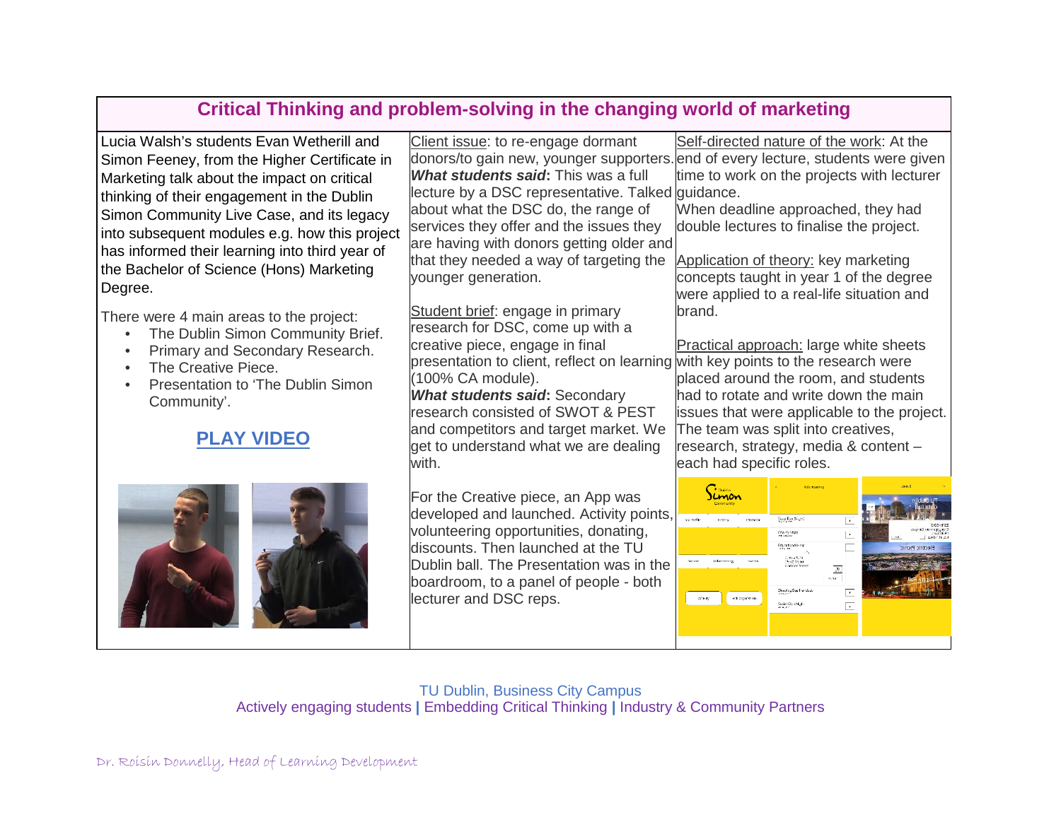## Critical Thinking and problem-solving in the changing world of marketing

Lucia Walsh's students Evan Wetherill and Simon Feeney, from the Higher Certificate in Marketing talk about the impact on critical thinking of their engagement in the Dublin Simon Community Live Case, and its legacy into subsequent modules e.g. how this project has informed their learning into third year of the Bachelor of Science (Hons) Marketing Degree.

There were 4 main areas to the project:

- The Dublin Simon Community Brief.
- Primary and Secondary Research.
- The Creative Piece.
- Presentation to 'The Dublin Simon Community'.

**PLAY VIDEO**

Client issue: to re-engage dormant donors/to gain new, younger supporters. ***What students said*:** This was a full lecture by a DSC representative. Talked about what the DSC do, the range of services they offer and the issues they are having with donors getting older and that they needed a way of targeting the younger generation.

Student brief: engage in primary research for DSC, come up with a creative piece, engage in final presentation to client, reflect on learning (100% CA module). ***What students said*:** Secondary research consisted of SWOT & PEST and competitors and target market. We get to understand what we are dealing with.

For the Creative piece, an App was developed and launched. Activity points, volunteering opportunities, donating, discounts. Then launched at the TU Dublin ball. The Presentation was in the boardroom, to a panel of people - both lecturer and DSC reps.

Self-directed nature of the work: At the end of every lecture, students were given time to work on the projects with lecturer guidance. When deadline approached, they had double lectures to finalise the project.

Application of theory: key marketing concepts taught in year 1 of the degree were applied to a real-life situation and brand.

Practical approach: large white sheets with key points to the research were placed around the room, and students had to rotate and write down the main issues that were applicable to the project. The team was split into creatives, research, strategy, media & content – each had specific roles.

TU Dublin, Business City Campus
Actively engaging students | Embedding Critical Thinking | Industry & Community Partners

Dr. Roisin Donnelly, Head of Learning Development